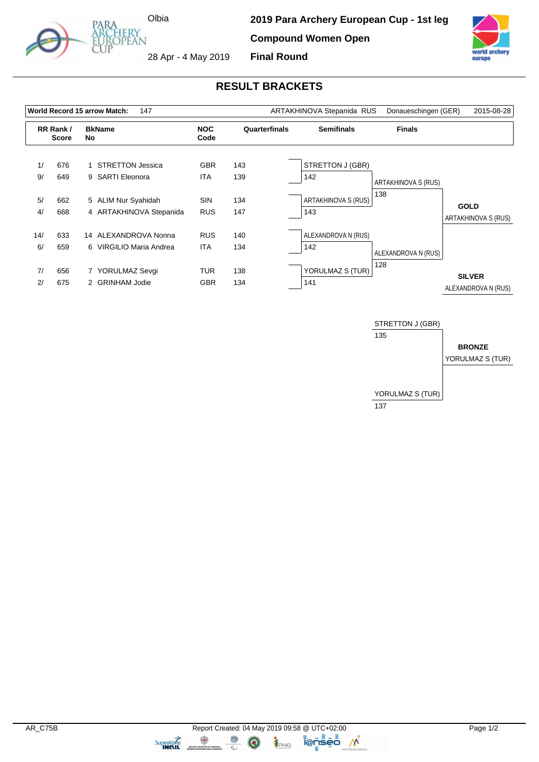# 2019 Para Archery European Cup - 1st leg

**Compound Women Open**

**Final Round**

Olbia

28 Apr - 4 May 2019

## RESULT BRACKETS

| World Record 15 arrow Match: | 147 | ARTAKHINOVA Stepanida RUS | Donaueschingen (GER) | 2015-08-28 |
|---|---|---|---|---|

| RR Rank / Score | | BkName No | | NOC Code | Quarterfinals |
|---|---|---|---|---|---|
| 1/ | 676 | 1 | STRETTON Jessica | GBR | 143 |
| 9/ | 649 | 9 | SARTI Eleonora | ITA | 139 |
| 5/ | 662 | 5 | ALIM Nur Syahidah | SIN | 134 |
| 4/ | 668 | 4 | ARTAKHINOVA Stepanida | RUS | 147 |
| 14/ | 633 | 14 | ALEXANDROVA Nonna | RUS | 140 |
| 6/ | 659 | 6 | VIRGILIO Maria Andrea | ITA | 134 |
| 7/ | 656 | 7 | YORULMAZ Sevgi | TUR | 138 |
| 2/ | 675 | 2 | GRINHAM Jodie | GBR | 134 |

### Semifinals

| Athlete | Score |
|---|---|
| STRETTON J (GBR) | 142 |
| ARTAKHINOVA S (RUS) | 143 |
| ALEXANDROVA N (RUS) | 142 |
| YORULMAZ S (TUR) | 141 |

### Finals

| Athlete | Score |
|---|---|
| ARTAKHINOVA S (RUS) | 138 |
| ALEXANDROVA N (RUS) | 128 |

**GOLD**
ARTAKHINOVA S (RUS)

**SILVER**
ALEXANDROVA N (RUS)

### Bronze Match

| Athlete | Score |
|---|---|
| STRETTON J (GBR) | 135 |
| YORULMAZ S (TUR) | 137 |

**BRONZE**
YORULMAZ S (TUR)

AR_C75B

Report Created: 04 May 2019 09:58 @ UTC+02:00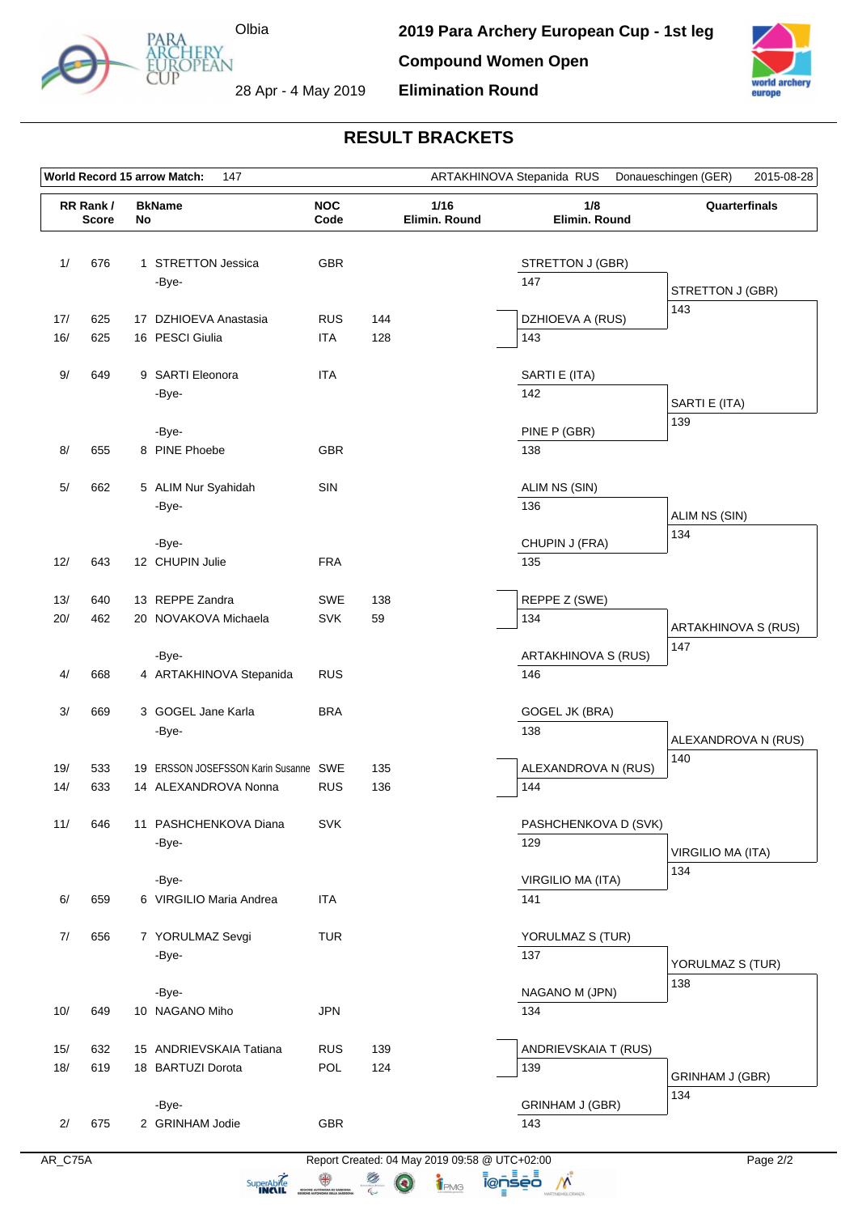# 2019 Para Archery European Cup - 1st leg

**Compound Women Open**

**Elimination Round**

Olbia

28 Apr - 4 May 2019

## RESULT BRACKETS

| World Record 15 arrow Match: | 147 | ARTAKHINOVA Stepanida RUS | Donaueschingen (GER) | 2015-08-28 |
|---|---|---|---|---|

| RR Rank / Score | | BkName No | | NOC Code | 1/16 Elimin. Round | 1/8 Elimin. Round | | Quarterfinals | |
|---|---|---|---|---|---|---|---|---|---|
| 1/ | 676 | 1 | STRETTON Jessica | GBR | | STRETTON J (GBR) | 147 | STRETTON J (GBR) | 143 |
| | | | -Bye- | | | | | | |
| 17/ | 625 | 17 | DZHIOEVA Anastasia | RUS | 144 | DZHIOEVA A (RUS) | 143 | | |
| 16/ | 625 | 16 | PESCI Giulia | ITA | 128 | | | | |
| 9/ | 649 | 9 | SARTI Eleonora | ITA | | SARTI E (ITA) | 142 | SARTI E (ITA) | 139 |
| | | | -Bye- | | | | | | |
| | | | -Bye- | | | PINE P (GBR) | 138 | | |
| 8/ | 655 | 8 | PINE Phoebe | GBR | | | | | |
| 5/ | 662 | 5 | ALIM Nur Syahidah | SIN | | ALIM NS (SIN) | 136 | ALIM NS (SIN) | 134 |
| | | | -Bye- | | | | | | |
| | | | -Bye- | | | CHUPIN J (FRA) | 135 | | |
| 12/ | 643 | 12 | CHUPIN Julie | FRA | | | | | |
| 13/ | 640 | 13 | REPPE Zandra | SWE | 138 | REPPE Z (SWE) | 134 | ARTAKHINOVA S (RUS) | 147 |
| 20/ | 462 | 20 | NOVAKOVA Michaela | SVK | 59 | | | | |
| | | | -Bye- | | | ARTAKHINOVA S (RUS) | 146 | | |
| 4/ | 668 | 4 | ARTAKHINOVA Stepanida | RUS | | | | | |
| 3/ | 669 | 3 | GOGEL Jane Karla | BRA | | GOGEL JK (BRA) | 138 | ALEXANDROVA N (RUS) | 140 |
| | | | -Bye- | | | | | | |
| 19/ | 533 | 19 | ERSSON JOSEFSSON Karin Susanne | SWE | 135 | ALEXANDROVA N (RUS) | 144 | | |
| 14/ | 633 | 14 | ALEXANDROVA Nonna | RUS | 136 | | | | |
| 11/ | 646 | 11 | PASHCHENKOVA Diana | SVK | | PASHCHENKOVA D (SVK) | 129 | VIRGILIO MA (ITA) | 134 |
| | | | -Bye- | | | | | | |
| | | | -Bye- | | | VIRGILIO MA (ITA) | 141 | | |
| 6/ | 659 | 6 | VIRGILIO Maria Andrea | ITA | | | | | |
| 7/ | 656 | 7 | YORULMAZ Sevgi | TUR | | YORULMAZ S (TUR) | 137 | YORULMAZ S (TUR) | 138 |
| | | | -Bye- | | | | | | |
| | | | -Bye- | | | NAGANO M (JPN) | 134 | | |
| 10/ | 649 | 10 | NAGANO Miho | JPN | | | | | |
| 15/ | 632 | 15 | ANDRIEVSKAIA Tatiana | RUS | 139 | ANDRIEVSKAIA T (RUS) | 139 | GRINHAM J (GBR) | 134 |
| 18/ | 619 | 18 | BARTUZI Dorota | POL | 124 | | | | |
| | | | -Bye- | | | GRINHAM J (GBR) | 143 | | |
| 2/ | 675 | 2 | GRINHAM Jodie | GBR | | | | | |

AR_C75A    Report Created: 04 May 2019 09:58 @ UTC+02:00